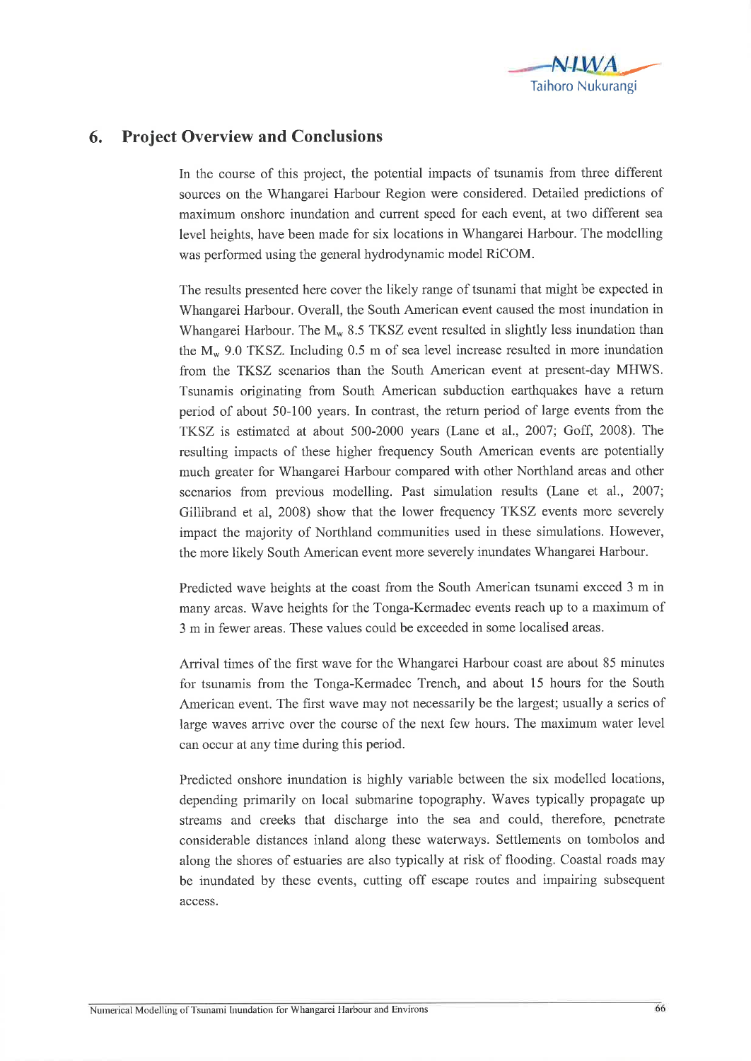## 6. Project Overview and Conclusions

In the course of this project, the potential impacts of tsunamis from three different sources on the Whangarei Harbour Region were considered. Detailed predictions of maximum onshore inundation and current speed for each event, at two different sea level heights, have been made for six locations in Whangarei Harbour. The modelling was performed using the general hydrodynamic model RiCOM.

The results presented here cover the likely range of tsunami that might be expected in Whangarei Harbour. Overall, the South American event caused the most inundation in Whangarei Harbour. The $M_w$ 8.5 TKSZ event resulted in slightly less inundation than the $M_w$ 9.0 TKSZ. Including 0.5 m of sea level increase resulted in more inundation from the TKSZ scenarios than the South American event at present-day MHWS. Tsunamis originating from South American subduction earthquakes have a return period of about 50-100 years. In contrast, the return period of large events from the TKSZ is estimated at about 500-2000 years (Lane et al., 2007; Goff, 2008). The resulting impacts of these higher frequency South American events are potentially much greater for Whangarei Harbour compared with other Northland areas and other scenarios from previous modelling. Past simulation results (Lane et al., 2007; Gillibrand et al, 2008) show that the lower frequency TKSZ events more severely impact the majority of Northland communities used in these simulations. However, the more likely South American event more severely inundates Whangarei Harbour.

Predicted wave heights at the coast from the South American tsunami exceed 3 m in many areas. Wave heights for the Tonga-Kermadec events reach up to a maximum of 3 m in fewer areas. These values could be exceeded in some localised areas.

Arrival times of the first wave for the Whangarei Harbour coast are about 85 minutes for tsunamis from the Tonga-Kermadec Trench, and about 15 hours for the South American event. The first wave may not necessarily be the largest; usually a series of large waves arrive over the course of the next few hours. The maximum water level can occur at any time during this period.

Predicted onshore inundation is highly variable between the six modelled locations, depending primarily on local submarine topography. Waves typically propagate up streams and creeks that discharge into the sea and could, therefore, penetrate considerable distances inland along these waterways. Settlements on tombolos and along the shores of estuaries are also typically at risk of flooding. Coastal roads may be inundated by these events, cutting off escape routes and impairing subsequent access.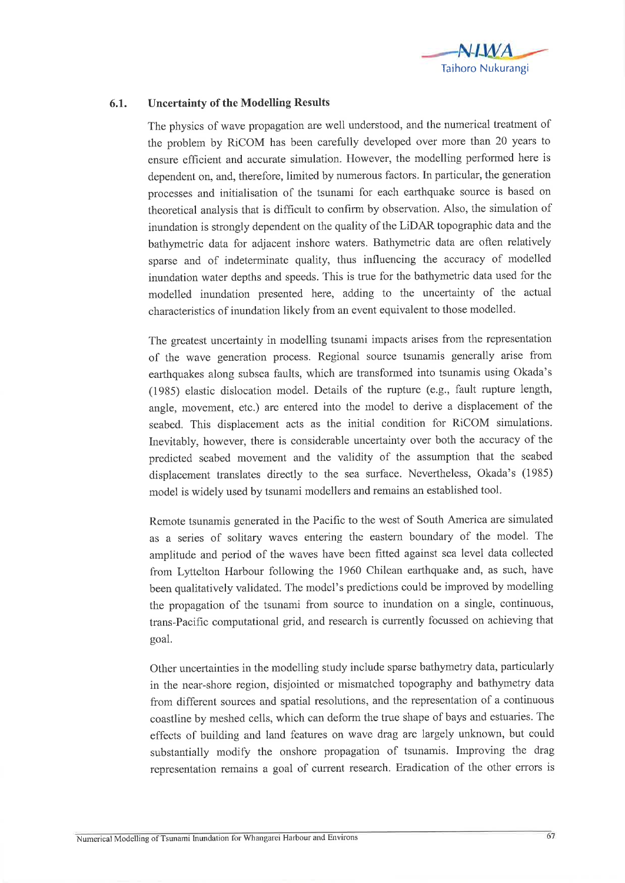## 6.1. Uncertainty of the Modelling Results

The physics of wave propagation are well understood, and the numerical treatment of the problem by RiCOM has been carefully developed over more than 20 years to ensure efficient and accurate simulation. However, the modelling performed here is dependent on, and, therefore, limited by numerous factors. In particular, the generation processes and initialisation of the tsunami for each earthquake source is based on theoretical analysis that is difficult to confirm by observation. Also, the simulation of inundation is strongly dependent on the quality of the LiDAR topographic data and the bathymetric data for adjacent inshore waters. Bathymetric data are often relatively sparse and of indeterminate quality, thus influencing the accuracy of modelled inundation water depths and speeds. This is true for the bathymetric data used for the modelled inundation presented here, adding to the uncertainty of the actual characteristics of inundation likely from an event equivalent to those modelled.

The greatest uncertainty in modelling tsunami impacts arises from the representation of the wave generation process. Regional source tsunamis generally arise from earthquakes along subsea faults, which are transformed into tsunamis using Okada's (1985) elastic dislocation model. Details of the rupture (e.g., fault rupture length, angle, movement, etc.) are entered into the model to derive a displacement of the seabed. This displacement acts as the initial condition for RiCOM simulations. Inevitably, however, there is considerable uncertainty over both the accuracy of the predicted seabed movement and the validity of the assumption that the seabed displacement translates directly to the sea surface. Nevertheless, Okada's (1985) model is widely used by tsunami modellers and remains an established tool.

Remote tsunamis generated in the Pacific to the west of South America are simulated as a series of solitary waves entering the eastern boundary of the model. The amplitude and period of the waves have been fitted against sea level data collected from Lyttelton Harbour following the 1960 Chilean earthquake and, as such, have been qualitatively validated. The model's predictions could be improved by modelling the propagation of the tsunami from source to inundation on a single, continuous, trans-Pacific computational grid, and research is currently focussed on achieving that goal.

Other uncertainties in the modelling study include sparse bathymetry data, particularly in the near-shore region, disjointed or mismatched topography and bathymetry data from different sources and spatial resolutions, and the representation of a continuous coastline by meshed cells, which can deform the true shape of bays and estuaries. The effects of building and land features on wave drag are largely unknown, but could substantially modify the onshore propagation of tsunamis. Improving the drag representation remains a goal of current research. Eradication of the other errors is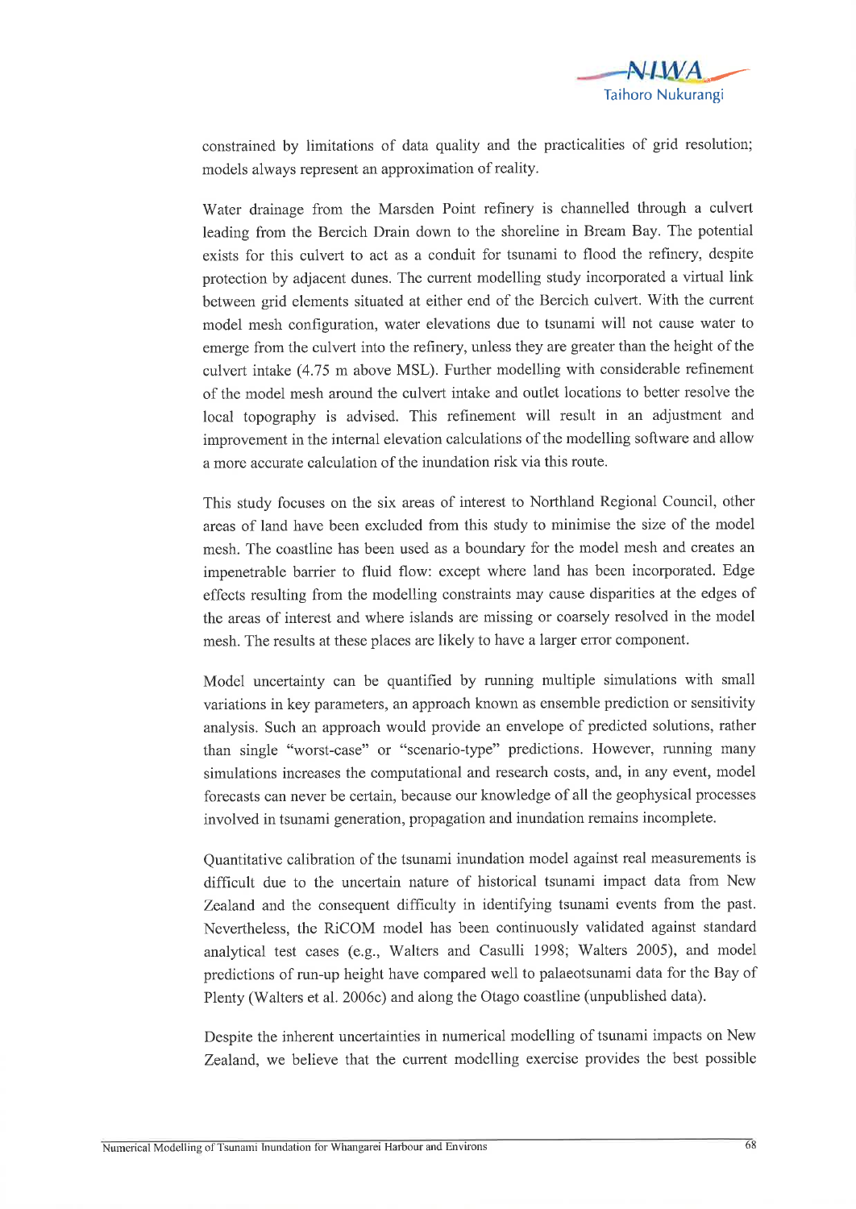constrained by limitations of data quality and the practicalities of grid resolution; models always represent an approximation of reality.

Water drainage from the Marsden Point refinery is channelled through a culvert leading from the Bercich Drain down to the shoreline in Bream Bay. The potential exists for this culvert to act as a conduit for tsunami to flood the refinery, despite protection by adjacent dunes. The current modelling study incorporated a virtual link between grid elements situated at either end of the Bercich culvert. With the current model mesh configuration, water elevations due to tsunami will not cause water to emerge from the culvert into the refinery, unless they are greater than the height of the culvert intake (4.75 m above MSL). Further modelling with considerable refinement of the model mesh around the culvert intake and outlet locations to better resolve the local topography is advised. This refinement will result in an adjustment and improvement in the internal elevation calculations of the modelling software and allow a more accurate calculation of the inundation risk via this route.

This study focuses on the six areas of interest to Northland Regional Council, other areas of land have been excluded from this study to minimise the size of the model mesh. The coastline has been used as a boundary for the model mesh and creates an impenetrable barrier to fluid flow: except where land has been incorporated. Edge effects resulting from the modelling constraints may cause disparities at the edges of the areas of interest and where islands are missing or coarsely resolved in the model mesh. The results at these places are likely to have a larger error component.

Model uncertainty can be quantified by running multiple simulations with small variations in key parameters, an approach known as ensemble prediction or sensitivity analysis. Such an approach would provide an envelope of predicted solutions, rather than single "worst-case" or "scenario-type" predictions. However, running many simulations increases the computational and research costs, and, in any event, model forecasts can never be certain, because our knowledge of all the geophysical processes involved in tsunami generation, propagation and inundation remains incomplete.

Quantitative calibration of the tsunami inundation model against real measurements is difficult due to the uncertain nature of historical tsunami impact data from New Zealand and the consequent difficulty in identifying tsunami events from the past. Nevertheless, the RiCOM model has been continuously validated against standard analytical test cases (e.g., Walters and Casulli 1998; Walters 2005), and model predictions of run-up height have compared well to palaeotsunami data for the Bay of Plenty (Walters et al. 2006c) and along the Otago coastline (unpublished data).

Despite the inherent uncertainties in numerical modelling of tsunami impacts on New Zealand, we believe that the current modelling exercise provides the best possible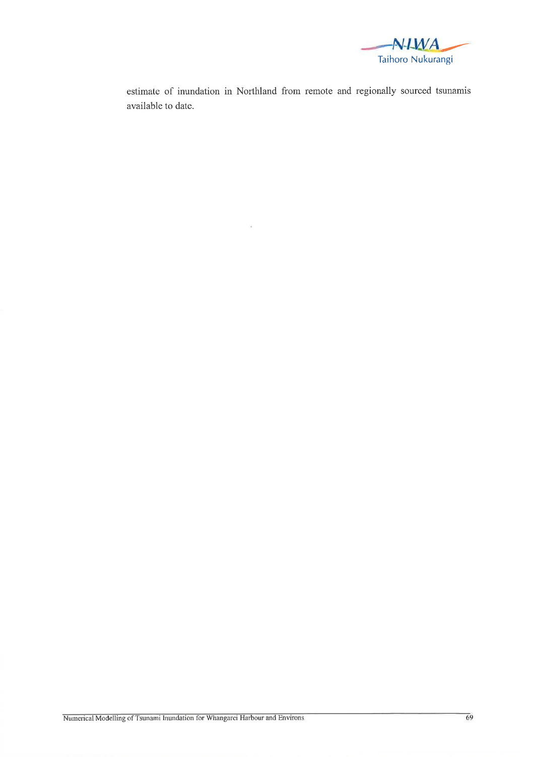estimate of inundation in Northland from remote and regionally sourced tsunamis available to date.